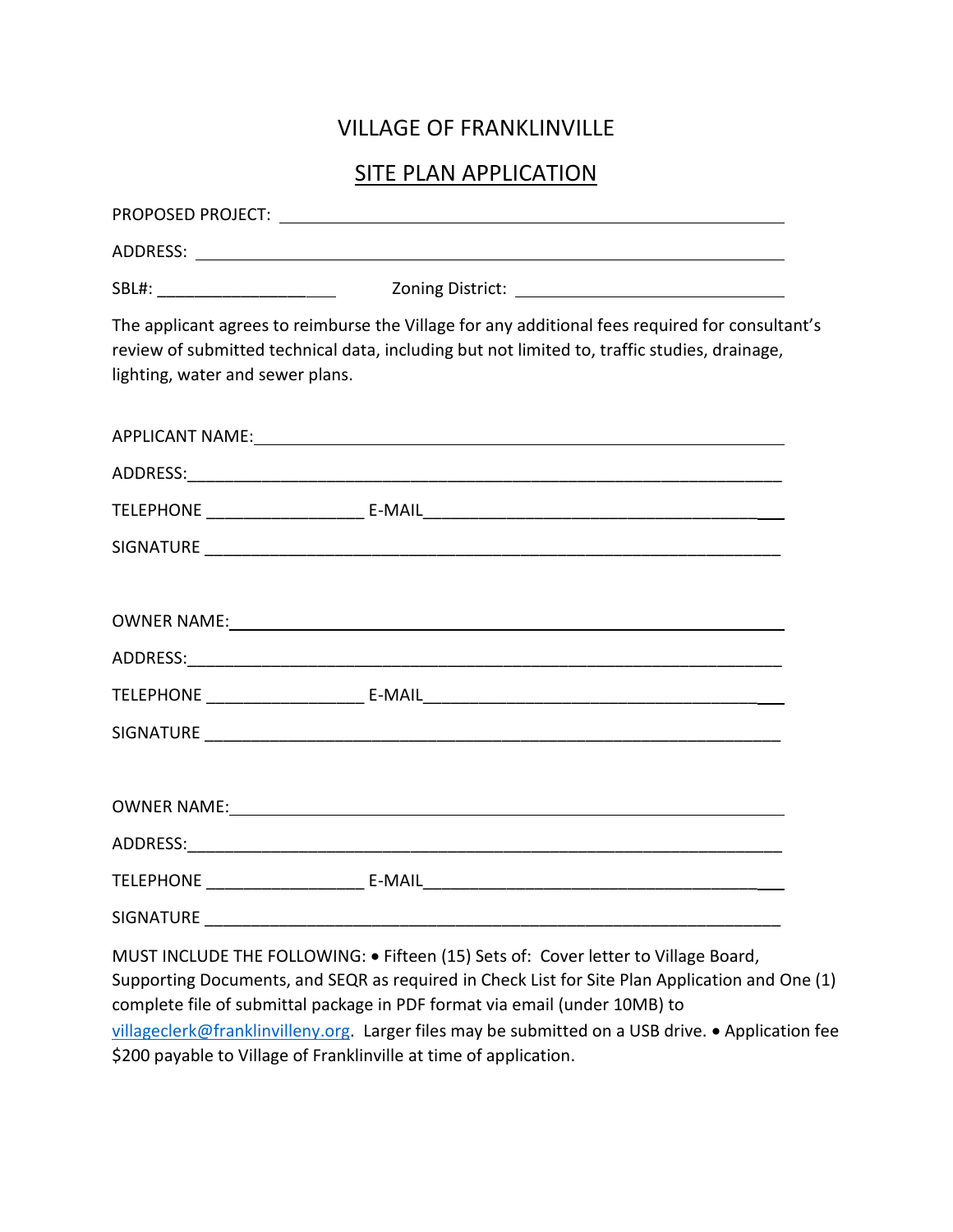# VILLAGE OF FRANKLINVILLE

## SITE PLAN APPLICATION

PROPOSED PROJECT: ____________________________________________

ADDRESS: ____________________________________________

SBL#: ___________________ Zoning District: ____________________

The applicant agrees to reimburse the Village for any additional fees required for consultant's review of submitted technical data, including but not limited to, traffic studies, drainage, lighting, water and sewer plans.

APPLICANT NAME: ____________________________________________

ADDRESS: ____________________________________________

TELEPHONE _________________ E-MAIL ____________________________________

SIGNATURE ____________________________________________

OWNER NAME: ____________________________________________

ADDRESS: ____________________________________________

TELEPHONE _________________ E-MAIL ____________________________________

SIGNATURE ____________________________________________

OWNER NAME: ____________________________________________

ADDRESS: ____________________________________________

TELEPHONE _________________ E-MAIL ____________________________________

SIGNATURE ____________________________________________

MUST INCLUDE THE FOLLOWING: • Fifteen (15) Sets of: Cover letter to Village Board, Supporting Documents, and SEQR as required in Check List for Site Plan Application and One (1) complete file of submittal package in PDF format via email (under 10MB) to villageclerk@franklinvilleny.org. Larger files may be submitted on a USB drive. • Application fee $200 payable to Village of Franklinville at time of application.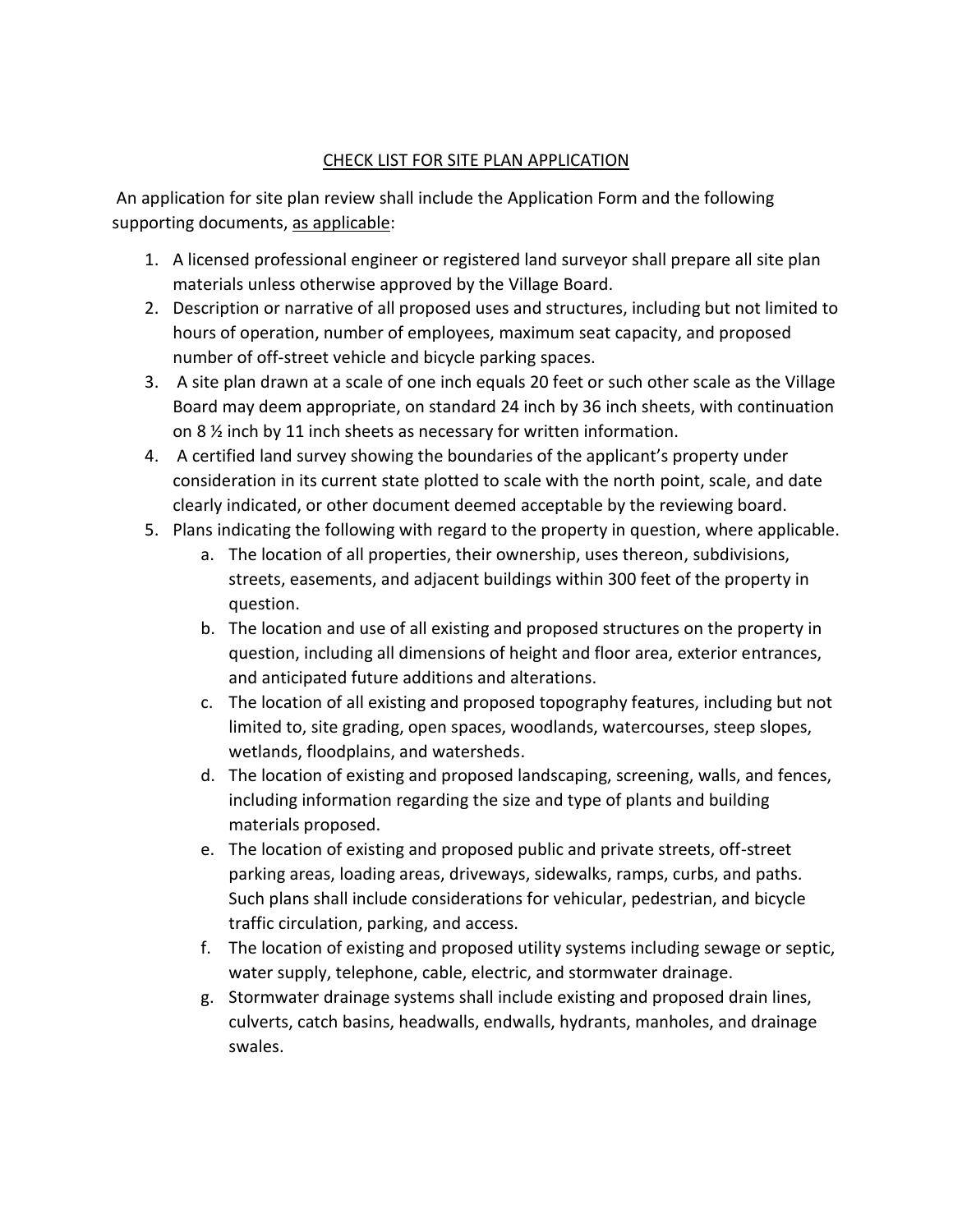## CHECK LIST FOR SITE PLAN APPLICATION

An application for site plan review shall include the Application Form and the following supporting documents, <u>as applicable</u>:

1. A licensed professional engineer or registered land surveyor shall prepare all site plan materials unless otherwise approved by the Village Board.
2. Description or narrative of all proposed uses and structures, including but not limited to hours of operation, number of employees, maximum seat capacity, and proposed number of off-street vehicle and bicycle parking spaces.
3. A site plan drawn at a scale of one inch equals 20 feet or such other scale as the Village Board may deem appropriate, on standard 24 inch by 36 inch sheets, with continuation on 8 ½ inch by 11 inch sheets as necessary for written information.
4. A certified land survey showing the boundaries of the applicant's property under consideration in its current state plotted to scale with the north point, scale, and date clearly indicated, or other document deemed acceptable by the reviewing board.
5. Plans indicating the following with regard to the property in question, where applicable.
    a. The location of all properties, their ownership, uses thereon, subdivisions, streets, easements, and adjacent buildings within 300 feet of the property in question.
    b. The location and use of all existing and proposed structures on the property in question, including all dimensions of height and floor area, exterior entrances, and anticipated future additions and alterations.
    c. The location of all existing and proposed topography features, including but not limited to, site grading, open spaces, woodlands, watercourses, steep slopes, wetlands, floodplains, and watersheds.
    d. The location of existing and proposed landscaping, screening, walls, and fences, including information regarding the size and type of plants and building materials proposed.
    e. The location of existing and proposed public and private streets, off-street parking areas, loading areas, driveways, sidewalks, ramps, curbs, and paths. Such plans shall include considerations for vehicular, pedestrian, and bicycle traffic circulation, parking, and access.
    f. The location of existing and proposed utility systems including sewage or septic, water supply, telephone, cable, electric, and stormwater drainage.
    g. Stormwater drainage systems shall include existing and proposed drain lines, culverts, catch basins, headwalls, endwalls, hydrants, manholes, and drainage swales.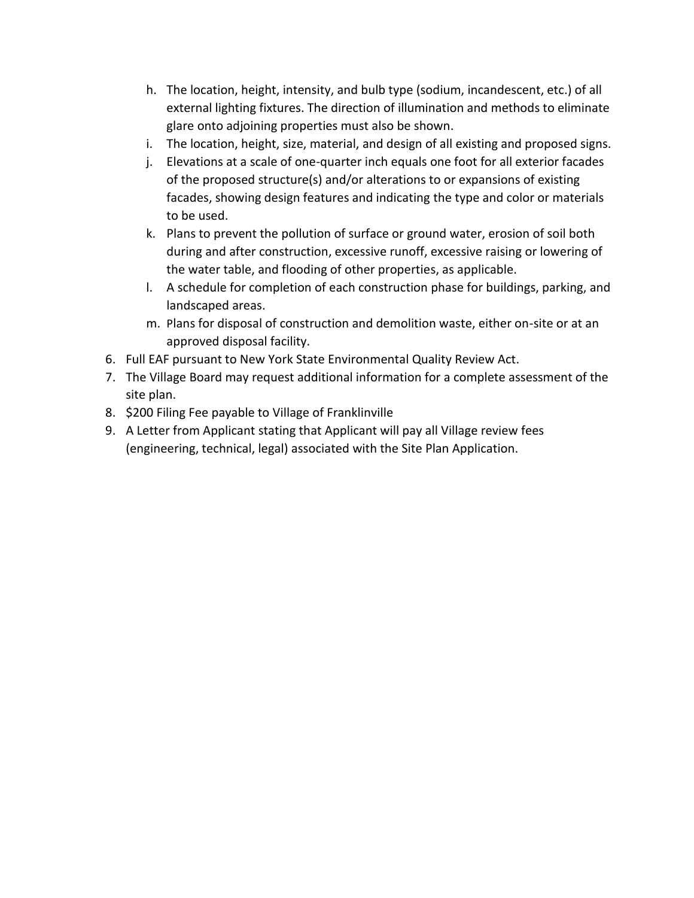h. The location, height, intensity, and bulb type (sodium, incandescent, etc.) of all external lighting fixtures. The direction of illumination and methods to eliminate glare onto adjoining properties must also be shown.
   i. The location, height, size, material, and design of all existing and proposed signs.
   j. Elevations at a scale of one-quarter inch equals one foot for all exterior facades of the proposed structure(s) and/or alterations to or expansions of existing facades, showing design features and indicating the type and color or materials to be used.
   k. Plans to prevent the pollution of surface or ground water, erosion of soil both during and after construction, excessive runoff, excessive raising or lowering of the water table, and flooding of other properties, as applicable.
   l. A schedule for completion of each construction phase for buildings, parking, and landscaped areas.
   m. Plans for disposal of construction and demolition waste, either on-site or at an approved disposal facility.

6. Full EAF pursuant to New York State Environmental Quality Review Act.
7. The Village Board may request additional information for a complete assessment of the site plan.
8. $200 Filing Fee payable to Village of Franklinville
9. A Letter from Applicant stating that Applicant will pay all Village review fees (engineering, technical, legal) associated with the Site Plan Application.